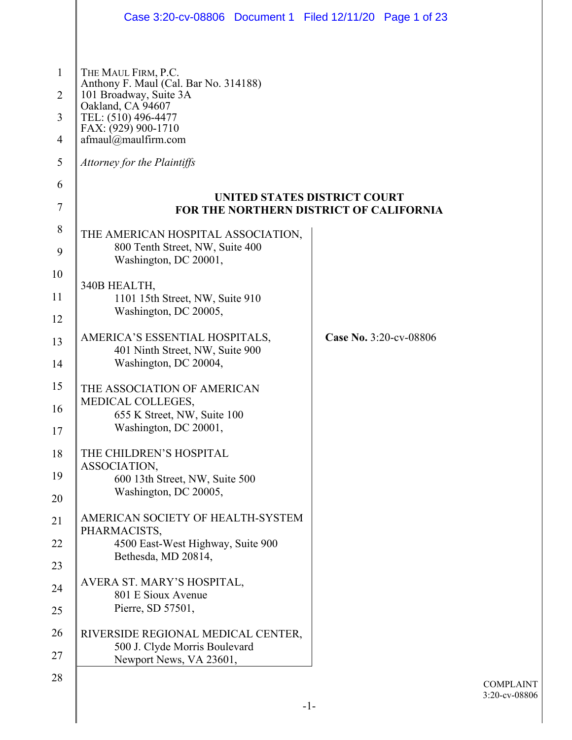THE MAUL FIRM, P.C.
Anthony F. Maul (Cal. Bar No. 314188)
101 Broadway, Suite 3A
Oakland, CA 94607
TEL: (510) 496-4477
FAX: (929) 900-1710
afmaul@maulfirm.com

*Attorney for the Plaintiffs*

**UNITED STATES DISTRICT COURT**
**FOR THE NORTHERN DISTRICT OF CALIFORNIA**

THE AMERICAN HOSPITAL ASSOCIATION,
800 Tenth Street, NW, Suite 400
Washington, DC 20001,

340B HEALTH,
1101 15th Street, NW, Suite 910
Washington, DC 20005,

AMERICA'S ESSENTIAL HOSPITALS,
401 Ninth Street, NW, Suite 900
Washington, DC 20004,

THE ASSOCIATION OF AMERICAN MEDICAL COLLEGES,
655 K Street, NW, Suite 100
Washington, DC 20001,

THE CHILDREN'S HOSPITAL ASSOCIATION,
600 13th Street, NW, Suite 500
Washington, DC 20005,

AMERICAN SOCIETY OF HEALTH-SYSTEM PHARMACISTS,
4500 East-West Highway, Suite 900
Bethesda, MD 20814,

AVERA ST. MARY'S HOSPITAL,
801 E Sioux Avenue
Pierre, SD 57501,

RIVERSIDE REGIONAL MEDICAL CENTER,
500 J. Clyde Morris Boulevard
Newport News, VA 23601,

**Case No.** 3:20-cv-08806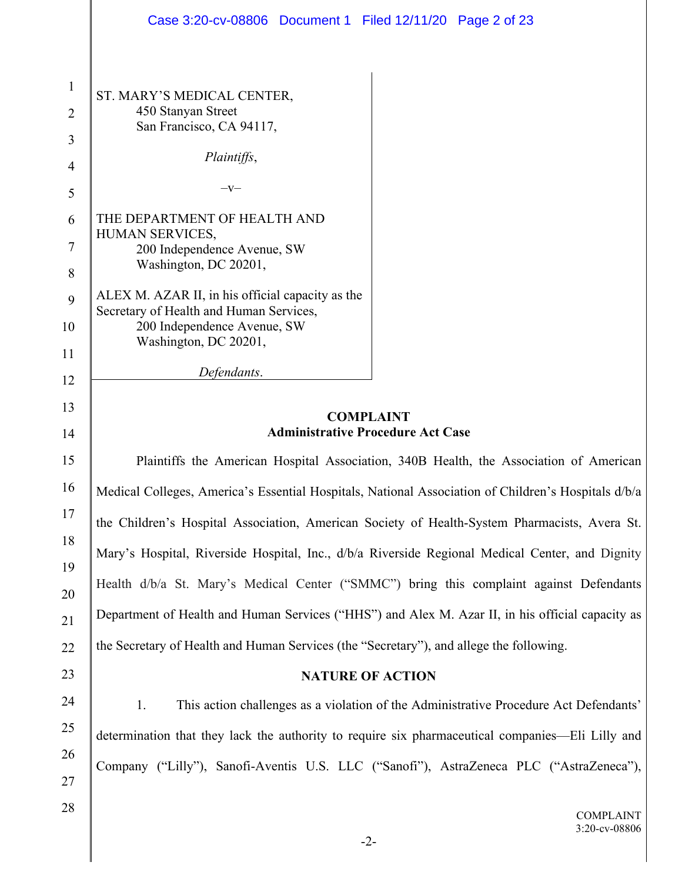ST. MARY'S MEDICAL CENTER,
450 Stanyan Street
San Francisco, CA 94117,

*Plaintiffs*,

–v–

THE DEPARTMENT OF HEALTH AND HUMAN SERVICES,
200 Independence Avenue, SW
Washington, DC 20201,

ALEX M. AZAR II, in his official capacity as the Secretary of Health and Human Services,
200 Independence Avenue, SW
Washington, DC 20201,

*Defendants*.

## COMPLAINT
## Administrative Procedure Act Case

Plaintiffs the American Hospital Association, 340B Health, the Association of American Medical Colleges, America's Essential Hospitals, National Association of Children's Hospitals d/b/a the Children's Hospital Association, American Society of Health-System Pharmacists, Avera St. Mary's Hospital, Riverside Hospital, Inc., d/b/a Riverside Regional Medical Center, and Dignity Health d/b/a St. Mary's Medical Center ("SMMC") bring this complaint against Defendants Department of Health and Human Services ("HHS") and Alex M. Azar II, in his official capacity as the Secretary of Health and Human Services (the "Secretary"), and allege the following.

## NATURE OF ACTION

1. This action challenges as a violation of the Administrative Procedure Act Defendants' determination that they lack the authority to require six pharmaceutical companies—Eli Lilly and Company ("Lilly"), Sanofi-Aventis U.S. LLC ("Sanofi"), AstraZeneca PLC ("AstraZeneca"),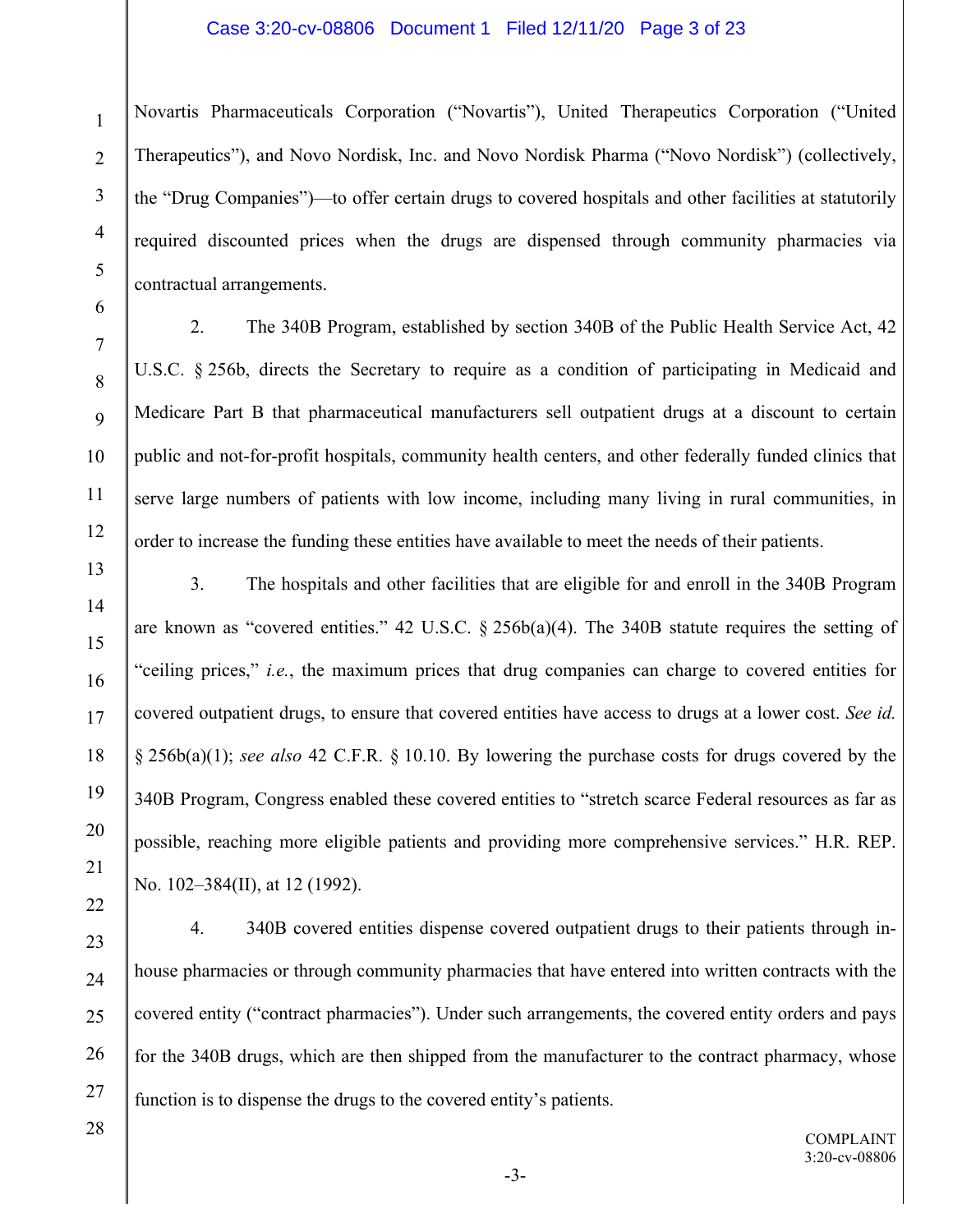Novartis Pharmaceuticals Corporation ("Novartis"), United Therapeutics Corporation ("United Therapeutics"), and Novo Nordisk, Inc. and Novo Nordisk Pharma ("Novo Nordisk") (collectively, the "Drug Companies")—to offer certain drugs to covered hospitals and other facilities at statutorily required discounted prices when the drugs are dispensed through community pharmacies via contractual arrangements.

2. The 340B Program, established by section 340B of the Public Health Service Act, 42 U.S.C. § 256b, directs the Secretary to require as a condition of participating in Medicaid and Medicare Part B that pharmaceutical manufacturers sell outpatient drugs at a discount to certain public and not-for-profit hospitals, community health centers, and other federally funded clinics that serve large numbers of patients with low income, including many living in rural communities, in order to increase the funding these entities have available to meet the needs of their patients.

3. The hospitals and other facilities that are eligible for and enroll in the 340B Program are known as "covered entities." 42 U.S.C. § 256b(a)(4). The 340B statute requires the setting of "ceiling prices," *i.e.*, the maximum prices that drug companies can charge to covered entities for covered outpatient drugs, to ensure that covered entities have access to drugs at a lower cost. *See id.* § 256b(a)(1); *see also* 42 C.F.R. § 10.10. By lowering the purchase costs for drugs covered by the 340B Program, Congress enabled these covered entities to "stretch scarce Federal resources as far as possible, reaching more eligible patients and providing more comprehensive services." H.R. REP. No. 102–384(II), at 12 (1992).

4. 340B covered entities dispense covered outpatient drugs to their patients through in-house pharmacies or through community pharmacies that have entered into written contracts with the covered entity ("contract pharmacies"). Under such arrangements, the covered entity orders and pays for the 340B drugs, which are then shipped from the manufacturer to the contract pharmacy, whose function is to dispense the drugs to the covered entity's patients.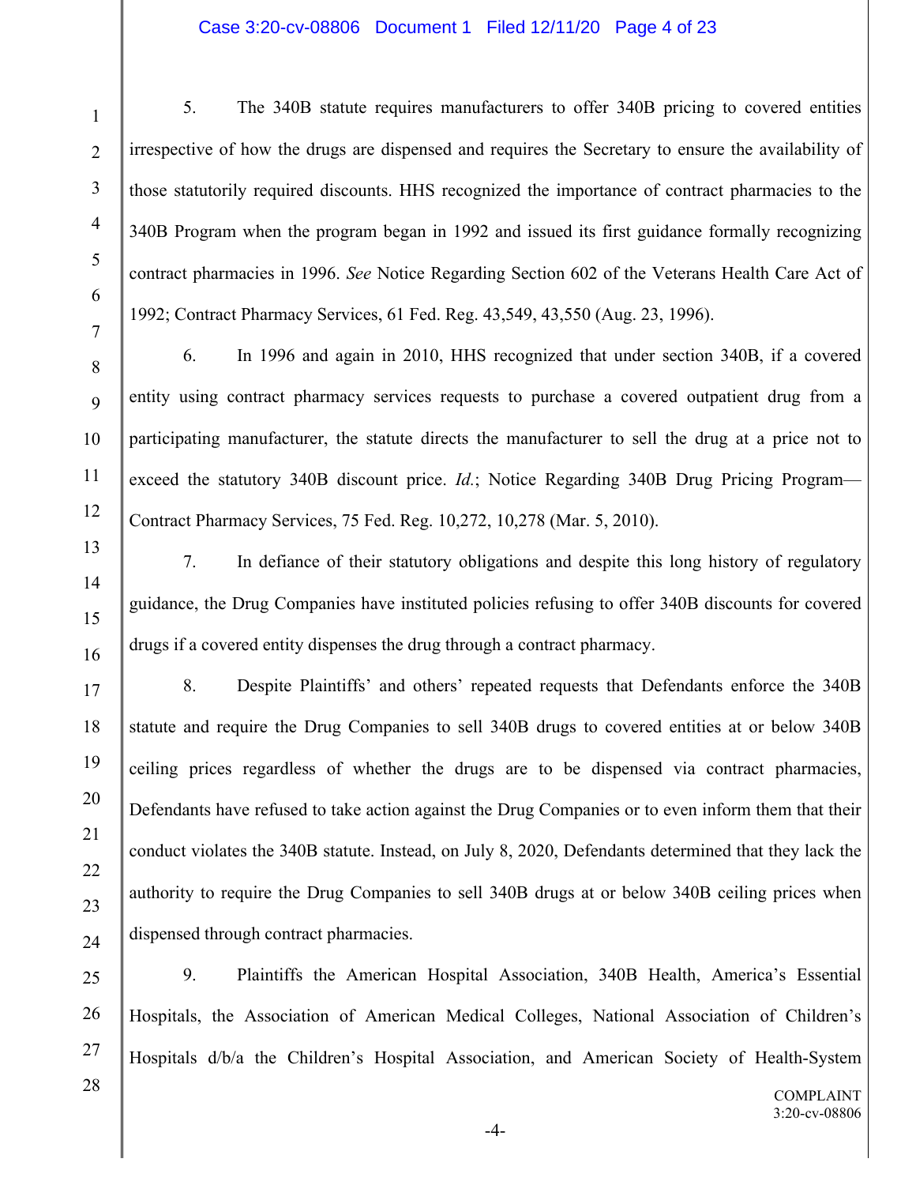5. The 340B statute requires manufacturers to offer 340B pricing to covered entities irrespective of how the drugs are dispensed and requires the Secretary to ensure the availability of those statutorily required discounts. HHS recognized the importance of contract pharmacies to the 340B Program when the program began in 1992 and issued its first guidance formally recognizing contract pharmacies in 1996. *See* Notice Regarding Section 602 of the Veterans Health Care Act of 1992; Contract Pharmacy Services, 61 Fed. Reg. 43,549, 43,550 (Aug. 23, 1996).

6. In 1996 and again in 2010, HHS recognized that under section 340B, if a covered entity using contract pharmacy services requests to purchase a covered outpatient drug from a participating manufacturer, the statute directs the manufacturer to sell the drug at a price not to exceed the statutory 340B discount price. *Id.*; Notice Regarding 340B Drug Pricing Program—Contract Pharmacy Services, 75 Fed. Reg. 10,272, 10,278 (Mar. 5, 2010).

7. In defiance of their statutory obligations and despite this long history of regulatory guidance, the Drug Companies have instituted policies refusing to offer 340B discounts for covered drugs if a covered entity dispenses the drug through a contract pharmacy.

8. Despite Plaintiffs' and others' repeated requests that Defendants enforce the 340B statute and require the Drug Companies to sell 340B drugs to covered entities at or below 340B ceiling prices regardless of whether the drugs are to be dispensed via contract pharmacies, Defendants have refused to take action against the Drug Companies or to even inform them that their conduct violates the 340B statute. Instead, on July 8, 2020, Defendants determined that they lack the authority to require the Drug Companies to sell 340B drugs at or below 340B ceiling prices when dispensed through contract pharmacies.

9. Plaintiffs the American Hospital Association, 340B Health, America's Essential Hospitals, the Association of American Medical Colleges, National Association of Children's Hospitals d/b/a the Children's Hospital Association, and American Society of Health-System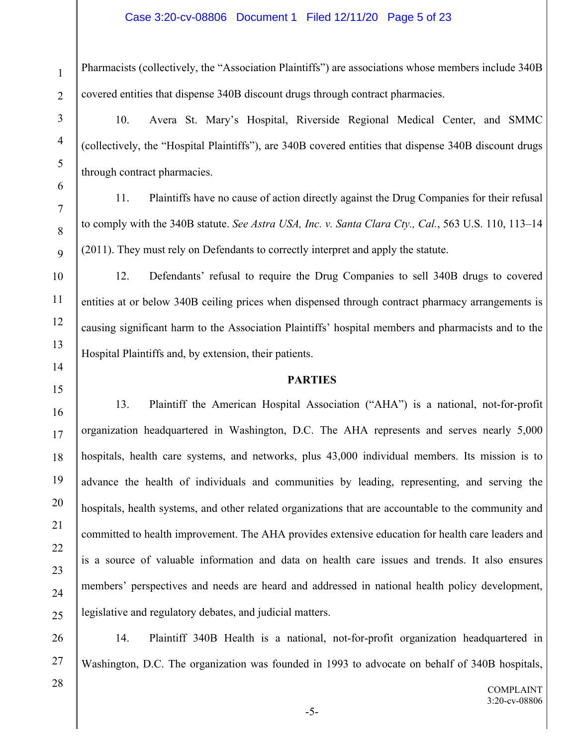Pharmacists (collectively, the "Association Plaintiffs") are associations whose members include 340B covered entities that dispense 340B discount drugs through contract pharmacies.

10. Avera St. Mary's Hospital, Riverside Regional Medical Center, and SMMC (collectively, the "Hospital Plaintiffs"), are 340B covered entities that dispense 340B discount drugs through contract pharmacies.

11. Plaintiffs have no cause of action directly against the Drug Companies for their refusal to comply with the 340B statute. *See Astra USA, Inc. v. Santa Clara Cty., Cal.*, 563 U.S. 110, 113–14 (2011). They must rely on Defendants to correctly interpret and apply the statute.

12. Defendants' refusal to require the Drug Companies to sell 340B drugs to covered entities at or below 340B ceiling prices when dispensed through contract pharmacy arrangements is causing significant harm to the Association Plaintiffs' hospital members and pharmacists and to the Hospital Plaintiffs and, by extension, their patients.

## PARTIES

13. Plaintiff the American Hospital Association ("AHA") is a national, not-for-profit organization headquartered in Washington, D.C. The AHA represents and serves nearly 5,000 hospitals, health care systems, and networks, plus 43,000 individual members. Its mission is to advance the health of individuals and communities by leading, representing, and serving the hospitals, health systems, and other related organizations that are accountable to the community and committed to health improvement. The AHA provides extensive education for health care leaders and is a source of valuable information and data on health care issues and trends. It also ensures members' perspectives and needs are heard and addressed in national health policy development, legislative and regulatory debates, and judicial matters.

14. Plaintiff 340B Health is a national, not-for-profit organization headquartered in Washington, D.C. The organization was founded in 1993 to advocate on behalf of 340B hospitals,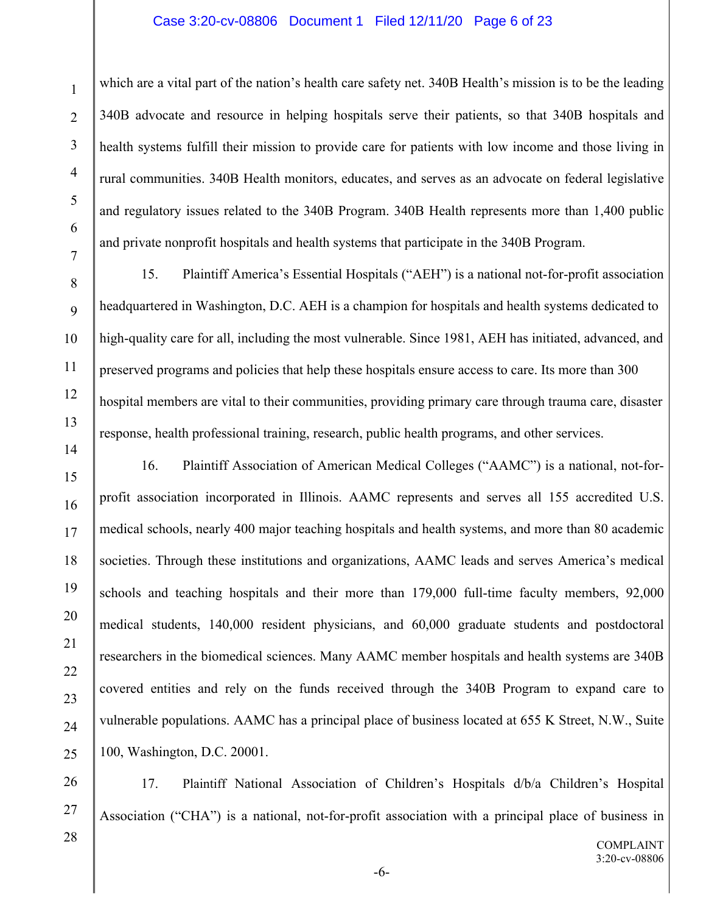which are a vital part of the nation's health care safety net. 340B Health's mission is to be the leading 340B advocate and resource in helping hospitals serve their patients, so that 340B hospitals and health systems fulfill their mission to provide care for patients with low income and those living in rural communities. 340B Health monitors, educates, and serves as an advocate on federal legislative and regulatory issues related to the 340B Program. 340B Health represents more than 1,400 public and private nonprofit hospitals and health systems that participate in the 340B Program.

15. Plaintiff America's Essential Hospitals ("AEH") is a national not-for-profit association headquartered in Washington, D.C. AEH is a champion for hospitals and health systems dedicated to high-quality care for all, including the most vulnerable. Since 1981, AEH has initiated, advanced, and preserved programs and policies that help these hospitals ensure access to care. Its more than 300 hospital members are vital to their communities, providing primary care through trauma care, disaster response, health professional training, research, public health programs, and other services.

16. Plaintiff Association of American Medical Colleges ("AAMC") is a national, not-for-profit association incorporated in Illinois. AAMC represents and serves all 155 accredited U.S. medical schools, nearly 400 major teaching hospitals and health systems, and more than 80 academic societies. Through these institutions and organizations, AAMC leads and serves America's medical schools and teaching hospitals and their more than 179,000 full-time faculty members, 92,000 medical students, 140,000 resident physicians, and 60,000 graduate students and postdoctoral researchers in the biomedical sciences. Many AAMC member hospitals and health systems are 340B covered entities and rely on the funds received through the 340B Program to expand care to vulnerable populations. AAMC has a principal place of business located at 655 K Street, N.W., Suite 100, Washington, D.C. 20001.

17. Plaintiff National Association of Children's Hospitals d/b/a Children's Hospital Association ("CHA") is a national, not-for-profit association with a principal place of business in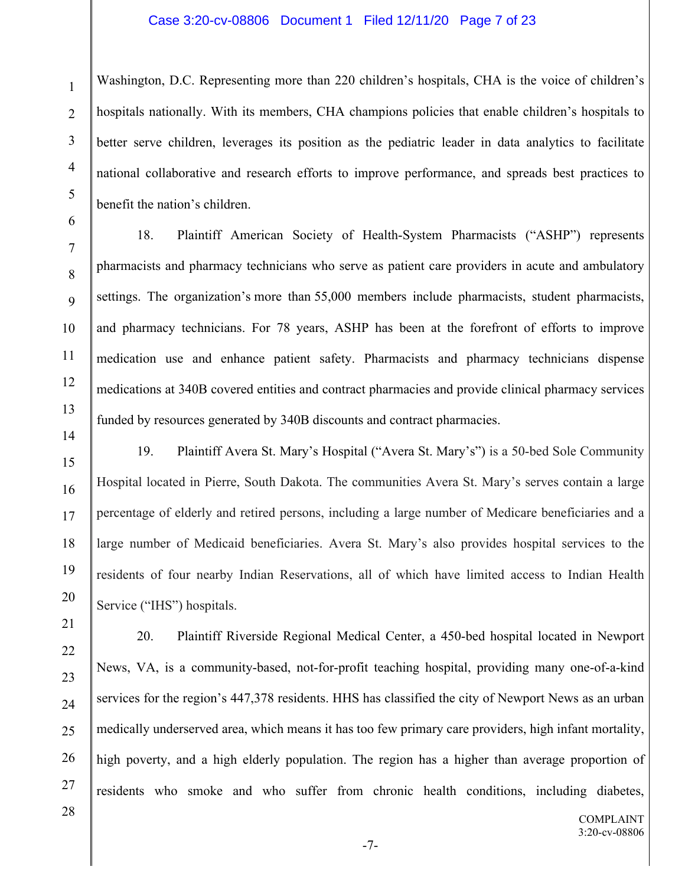Washington, D.C. Representing more than 220 children's hospitals, CHA is the voice of children's hospitals nationally. With its members, CHA champions policies that enable children's hospitals to better serve children, leverages its position as the pediatric leader in data analytics to facilitate national collaborative and research efforts to improve performance, and spreads best practices to benefit the nation's children.

18. Plaintiff American Society of Health-System Pharmacists ("ASHP") represents pharmacists and pharmacy technicians who serve as patient care providers in acute and ambulatory settings. The organization's more than 55,000 members include pharmacists, student pharmacists, and pharmacy technicians. For 78 years, ASHP has been at the forefront of efforts to improve medication use and enhance patient safety. Pharmacists and pharmacy technicians dispense medications at 340B covered entities and contract pharmacies and provide clinical pharmacy services funded by resources generated by 340B discounts and contract pharmacies.

19. Plaintiff Avera St. Mary's Hospital ("Avera St. Mary's") is a 50-bed Sole Community Hospital located in Pierre, South Dakota. The communities Avera St. Mary's serves contain a large percentage of elderly and retired persons, including a large number of Medicare beneficiaries and a large number of Medicaid beneficiaries. Avera St. Mary's also provides hospital services to the residents of four nearby Indian Reservations, all of which have limited access to Indian Health Service ("IHS") hospitals.

20. Plaintiff Riverside Regional Medical Center, a 450-bed hospital located in Newport News, VA, is a community-based, not-for-profit teaching hospital, providing many one-of-a-kind services for the region's 447,378 residents. HHS has classified the city of Newport News as an urban medically underserved area, which means it has too few primary care providers, high infant mortality, high poverty, and a high elderly population. The region has a higher than average proportion of residents who smoke and who suffer from chronic health conditions, including diabetes,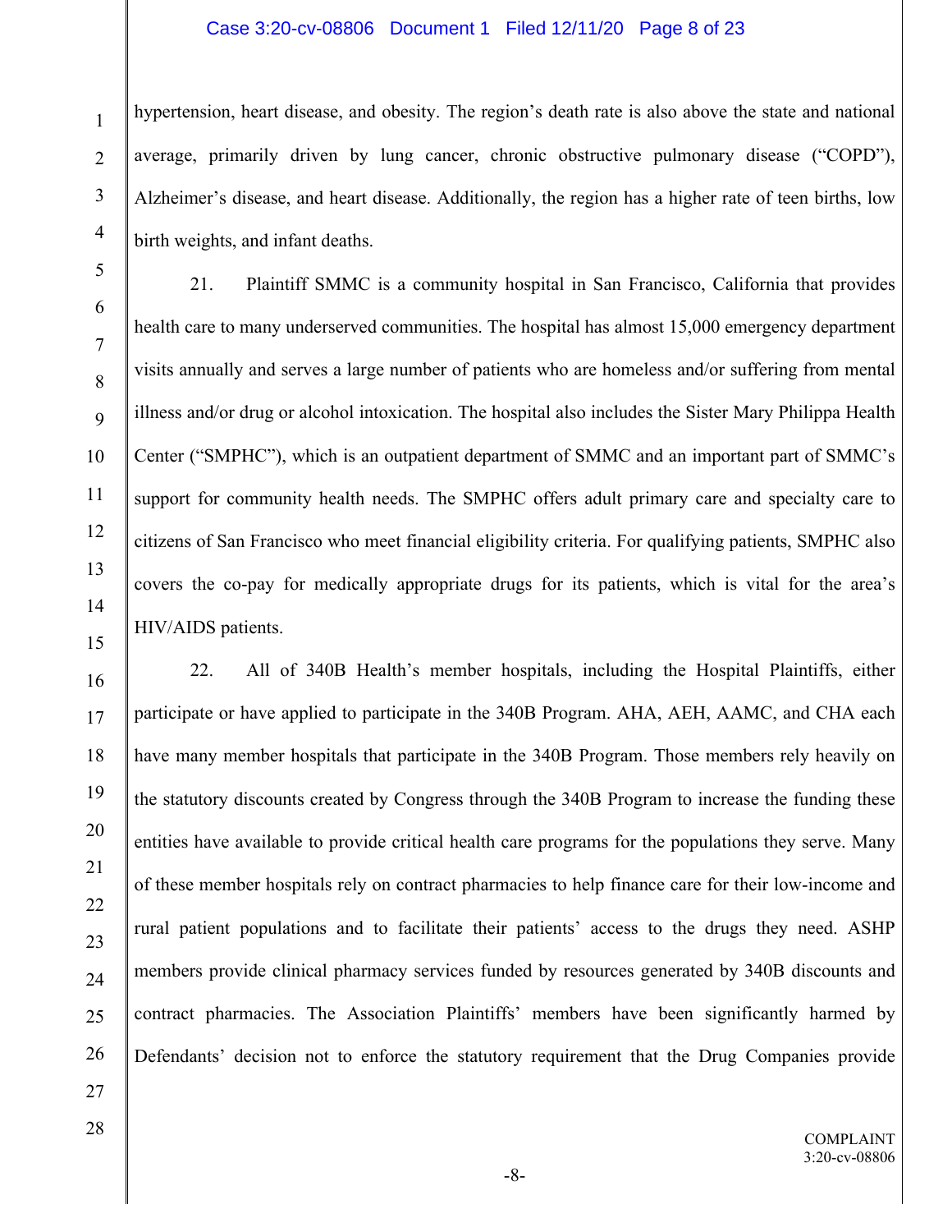hypertension, heart disease, and obesity. The region's death rate is also above the state and national average, primarily driven by lung cancer, chronic obstructive pulmonary disease ("COPD"), Alzheimer's disease, and heart disease. Additionally, the region has a higher rate of teen births, low birth weights, and infant deaths.

21. Plaintiff SMMC is a community hospital in San Francisco, California that provides health care to many underserved communities. The hospital has almost 15,000 emergency department visits annually and serves a large number of patients who are homeless and/or suffering from mental illness and/or drug or alcohol intoxication. The hospital also includes the Sister Mary Philippa Health Center ("SMPHC"), which is an outpatient department of SMMC and an important part of SMMC's support for community health needs. The SMPHC offers adult primary care and specialty care to citizens of San Francisco who meet financial eligibility criteria. For qualifying patients, SMPHC also covers the co-pay for medically appropriate drugs for its patients, which is vital for the area's HIV/AIDS patients.

22. All of 340B Health's member hospitals, including the Hospital Plaintiffs, either participate or have applied to participate in the 340B Program. AHA, AEH, AAMC, and CHA each have many member hospitals that participate in the 340B Program. Those members rely heavily on the statutory discounts created by Congress through the 340B Program to increase the funding these entities have available to provide critical health care programs for the populations they serve. Many of these member hospitals rely on contract pharmacies to help finance care for their low-income and rural patient populations and to facilitate their patients' access to the drugs they need. ASHP members provide clinical pharmacy services funded by resources generated by 340B discounts and contract pharmacies. The Association Plaintiffs' members have been significantly harmed by Defendants' decision not to enforce the statutory requirement that the Drug Companies provide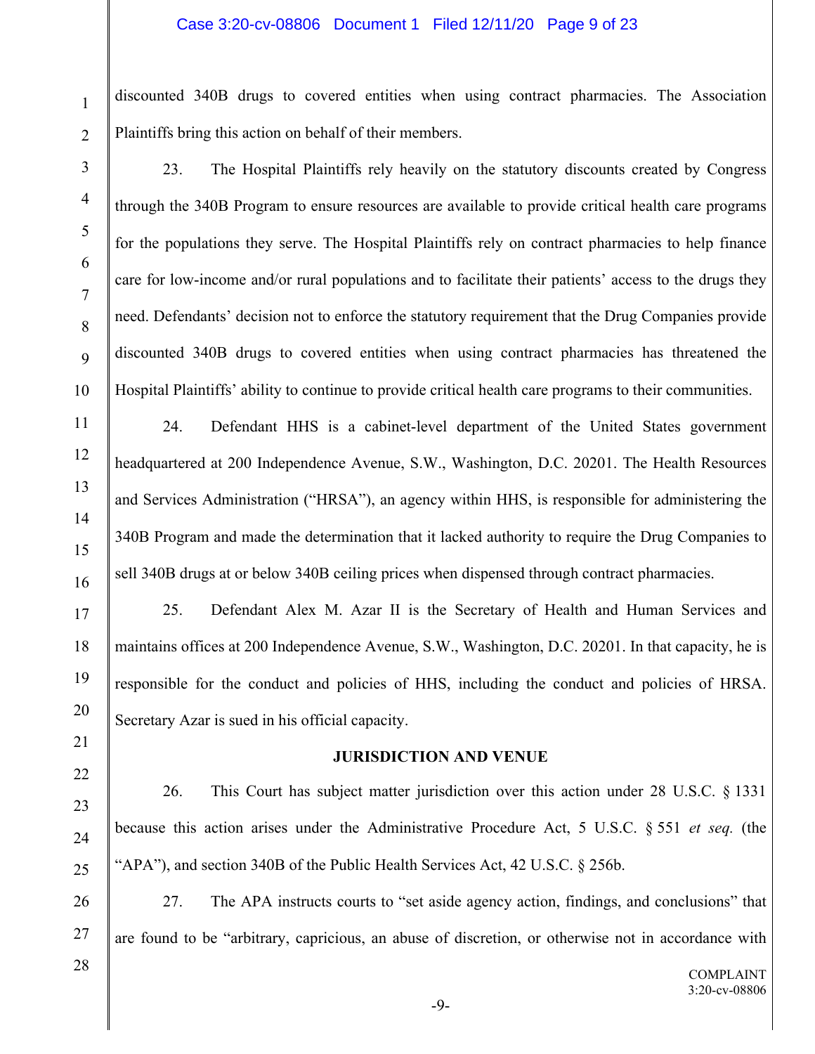discounted 340B drugs to covered entities when using contract pharmacies. The Association Plaintiffs bring this action on behalf of their members.

23. The Hospital Plaintiffs rely heavily on the statutory discounts created by Congress through the 340B Program to ensure resources are available to provide critical health care programs for the populations they serve. The Hospital Plaintiffs rely on contract pharmacies to help finance care for low-income and/or rural populations and to facilitate their patients' access to the drugs they need. Defendants' decision not to enforce the statutory requirement that the Drug Companies provide discounted 340B drugs to covered entities when using contract pharmacies has threatened the Hospital Plaintiffs' ability to continue to provide critical health care programs to their communities.

24. Defendant HHS is a cabinet-level department of the United States government headquartered at 200 Independence Avenue, S.W., Washington, D.C. 20201. The Health Resources and Services Administration ("HRSA"), an agency within HHS, is responsible for administering the 340B Program and made the determination that it lacked authority to require the Drug Companies to sell 340B drugs at or below 340B ceiling prices when dispensed through contract pharmacies.

25. Defendant Alex M. Azar II is the Secretary of Health and Human Services and maintains offices at 200 Independence Avenue, S.W., Washington, D.C. 20201. In that capacity, he is responsible for the conduct and policies of HHS, including the conduct and policies of HRSA. Secretary Azar is sued in his official capacity.

## JURISDICTION AND VENUE

26. This Court has subject matter jurisdiction over this action under 28 U.S.C. § 1331 because this action arises under the Administrative Procedure Act, 5 U.S.C. § 551 *et seq.* (the "APA"), and section 340B of the Public Health Services Act, 42 U.S.C. § 256b.

27. The APA instructs courts to "set aside agency action, findings, and conclusions" that are found to be "arbitrary, capricious, an abuse of discretion, or otherwise not in accordance with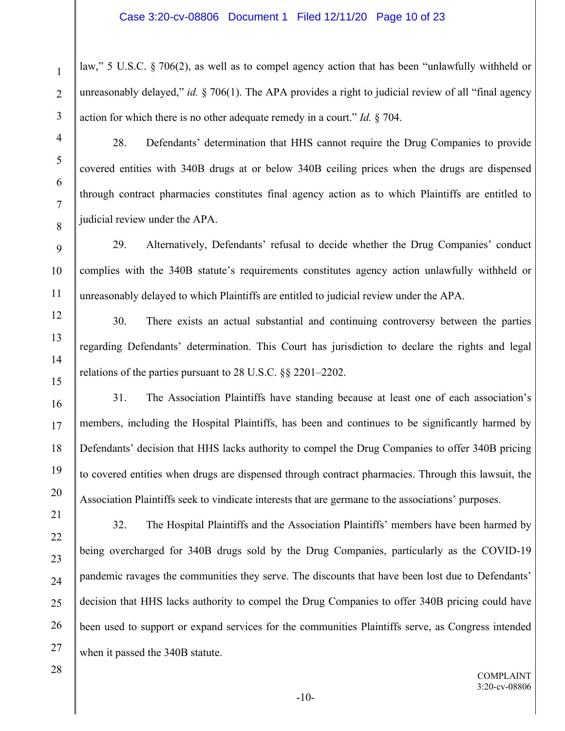law," 5 U.S.C. § 706(2), as well as to compel agency action that has been "unlawfully withheld or unreasonably delayed," *id.* § 706(1). The APA provides a right to judicial review of all "final agency action for which there is no other adequate remedy in a court." *Id.* § 704.

28. Defendants' determination that HHS cannot require the Drug Companies to provide covered entities with 340B drugs at or below 340B ceiling prices when the drugs are dispensed through contract pharmacies constitutes final agency action as to which Plaintiffs are entitled to judicial review under the APA.

29. Alternatively, Defendants' refusal to decide whether the Drug Companies' conduct complies with the 340B statute's requirements constitutes agency action unlawfully withheld or unreasonably delayed to which Plaintiffs are entitled to judicial review under the APA.

30. There exists an actual substantial and continuing controversy between the parties regarding Defendants' determination. This Court has jurisdiction to declare the rights and legal relations of the parties pursuant to 28 U.S.C. §§ 2201–2202.

31. The Association Plaintiffs have standing because at least one of each association's members, including the Hospital Plaintiffs, has been and continues to be significantly harmed by Defendants' decision that HHS lacks authority to compel the Drug Companies to offer 340B pricing to covered entities when drugs are dispensed through contract pharmacies. Through this lawsuit, the Association Plaintiffs seek to vindicate interests that are germane to the associations' purposes.

32. The Hospital Plaintiffs and the Association Plaintiffs' members have been harmed by being overcharged for 340B drugs sold by the Drug Companies, particularly as the COVID-19 pandemic ravages the communities they serve. The discounts that have been lost due to Defendants' decision that HHS lacks authority to compel the Drug Companies to offer 340B pricing could have been used to support or expand services for the communities Plaintiffs serve, as Congress intended when it passed the 340B statute.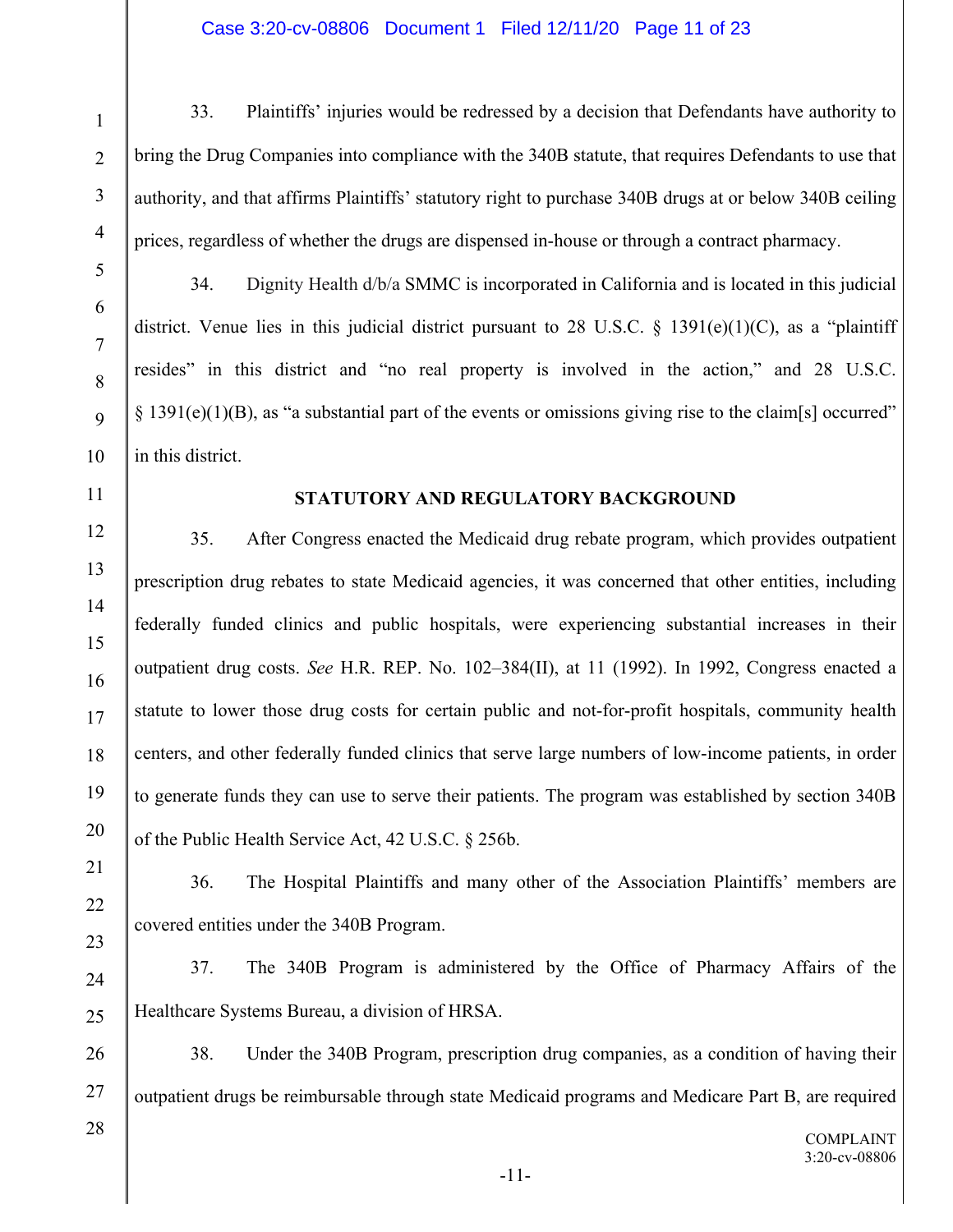33. Plaintiffs' injuries would be redressed by a decision that Defendants have authority to bring the Drug Companies into compliance with the 340B statute, that requires Defendants to use that authority, and that affirms Plaintiffs' statutory right to purchase 340B drugs at or below 340B ceiling prices, regardless of whether the drugs are dispensed in-house or through a contract pharmacy.

34. Dignity Health d/b/a SMMC is incorporated in California and is located in this judicial district. Venue lies in this judicial district pursuant to 28 U.S.C. § 1391(e)(1)(C), as a "plaintiff resides" in this district and "no real property is involved in the action," and 28 U.S.C. § 1391(e)(1)(B), as "a substantial part of the events or omissions giving rise to the claim[s] occurred" in this district.

**STATUTORY AND REGULATORY BACKGROUND**

35. After Congress enacted the Medicaid drug rebate program, which provides outpatient prescription drug rebates to state Medicaid agencies, it was concerned that other entities, including federally funded clinics and public hospitals, were experiencing substantial increases in their outpatient drug costs. *See* H.R. REP. No. 102–384(II), at 11 (1992). In 1992, Congress enacted a statute to lower those drug costs for certain public and not-for-profit hospitals, community health centers, and other federally funded clinics that serve large numbers of low-income patients, in order to generate funds they can use to serve their patients. The program was established by section 340B of the Public Health Service Act, 42 U.S.C. § 256b.

36. The Hospital Plaintiffs and many other of the Association Plaintiffs' members are covered entities under the 340B Program.

37. The 340B Program is administered by the Office of Pharmacy Affairs of the Healthcare Systems Bureau, a division of HRSA.

38. Under the 340B Program, prescription drug companies, as a condition of having their outpatient drugs be reimbursable through state Medicaid programs and Medicare Part B, are required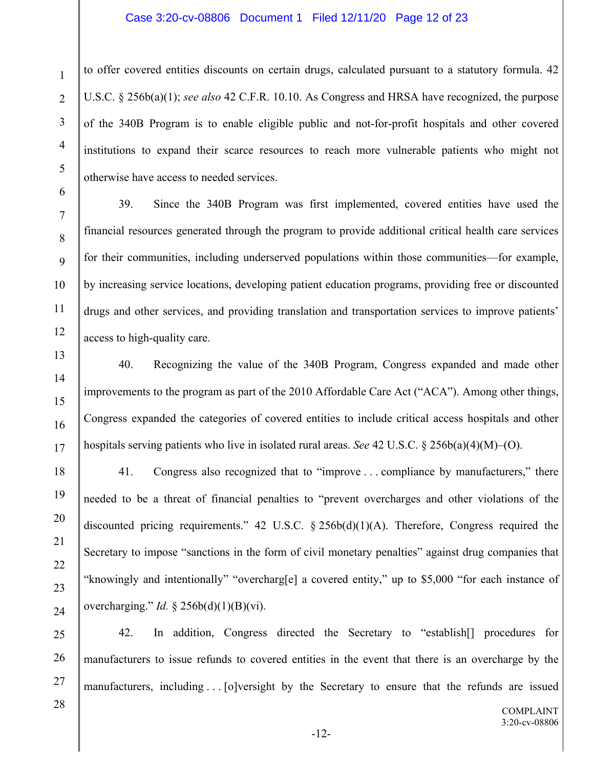to offer covered entities discounts on certain drugs, calculated pursuant to a statutory formula. 42 U.S.C. § 256b(a)(1); *see also* 42 C.F.R. 10.10. As Congress and HRSA have recognized, the purpose of the 340B Program is to enable eligible public and not-for-profit hospitals and other covered institutions to expand their scarce resources to reach more vulnerable patients who might not otherwise have access to needed services.

39. Since the 340B Program was first implemented, covered entities have used the financial resources generated through the program to provide additional critical health care services for their communities, including underserved populations within those communities—for example, by increasing service locations, developing patient education programs, providing free or discounted drugs and other services, and providing translation and transportation services to improve patients' access to high-quality care.

40. Recognizing the value of the 340B Program, Congress expanded and made other improvements to the program as part of the 2010 Affordable Care Act ("ACA"). Among other things, Congress expanded the categories of covered entities to include critical access hospitals and other hospitals serving patients who live in isolated rural areas. *See* 42 U.S.C. § 256b(a)(4)(M)–(O).

41. Congress also recognized that to "improve . . . compliance by manufacturers," there needed to be a threat of financial penalties to "prevent overcharges and other violations of the discounted pricing requirements." 42 U.S.C. § 256b(d)(1)(A). Therefore, Congress required the Secretary to impose "sanctions in the form of civil monetary penalties" against drug companies that "knowingly and intentionally" "overcharg[e] a covered entity," up to $5,000 "for each instance of overcharging." *Id.* § 256b(d)(1)(B)(vi).

42. In addition, Congress directed the Secretary to "establish[] procedures for manufacturers to issue refunds to covered entities in the event that there is an overcharge by the manufacturers, including . . . [o]versight by the Secretary to ensure that the refunds are issued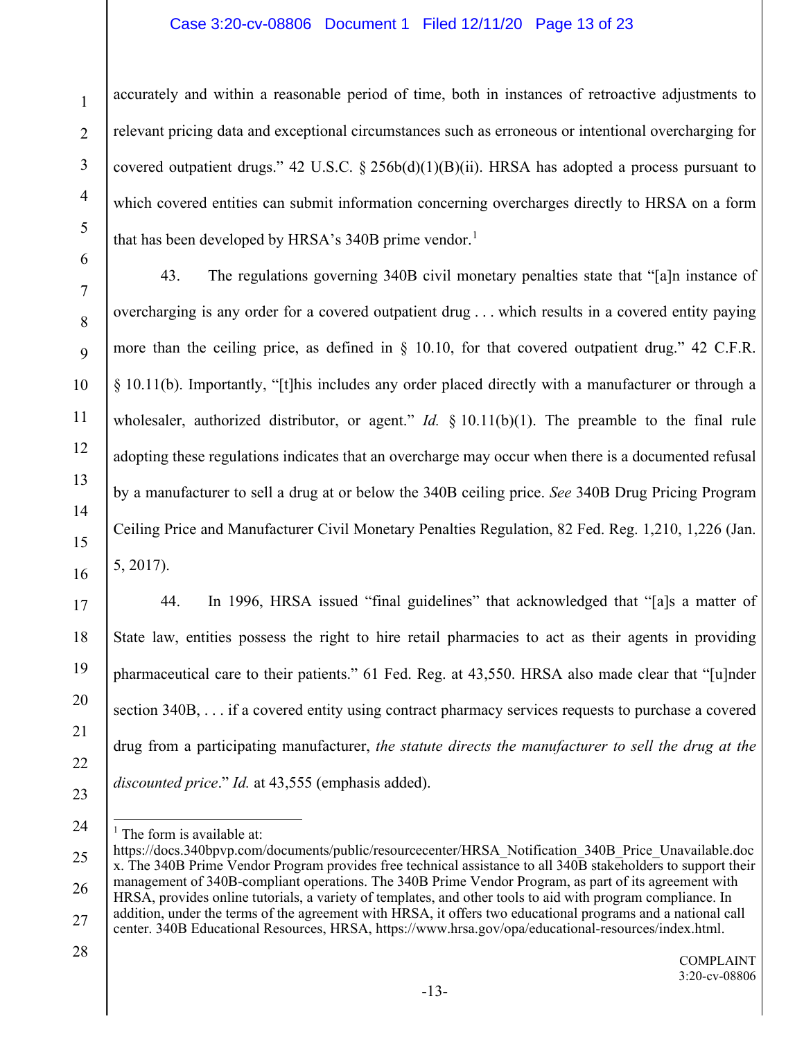accurately and within a reasonable period of time, both in instances of retroactive adjustments to relevant pricing data and exceptional circumstances such as erroneous or intentional overcharging for covered outpatient drugs." 42 U.S.C. § 256b(d)(1)(B)(ii). HRSA has adopted a process pursuant to which covered entities can submit information concerning overcharges directly to HRSA on a form that has been developed by HRSA's 340B prime vendor.[1]

43. The regulations governing 340B civil monetary penalties state that "[a]n instance of overcharging is any order for a covered outpatient drug . . . which results in a covered entity paying more than the ceiling price, as defined in § 10.10, for that covered outpatient drug." 42 C.F.R. § 10.11(b). Importantly, "[t]his includes any order placed directly with a manufacturer or through a wholesaler, authorized distributor, or agent." *Id.* § 10.11(b)(1). The preamble to the final rule adopting these regulations indicates that an overcharge may occur when there is a documented refusal by a manufacturer to sell a drug at or below the 340B ceiling price. *See* 340B Drug Pricing Program Ceiling Price and Manufacturer Civil Monetary Penalties Regulation, 82 Fed. Reg. 1,210, 1,226 (Jan. 5, 2017).

44. In 1996, HRSA issued "final guidelines" that acknowledged that "[a]s a matter of State law, entities possess the right to hire retail pharmacies to act as their agents in providing pharmaceutical care to their patients." 61 Fed. Reg. at 43,550. HRSA also made clear that "[u]nder section 340B, . . . if a covered entity using contract pharmacy services requests to purchase a covered drug from a participating manufacturer, *the statute directs the manufacturer to sell the drug at the discounted price*." *Id.* at 43,555 (emphasis added).

---

[1] The form is available at: https://docs.340bpvp.com/documents/public/resourcecenter/HRSA_Notification_340B_Price_Unavailable.docx. The 340B Prime Vendor Program provides free technical assistance to all 340B stakeholders to support their management of 340B-compliant operations. The 340B Prime Vendor Program, as part of its agreement with HRSA, provides online tutorials, a variety of templates, and other tools to aid with program compliance. In addition, under the terms of the agreement with HRSA, it offers two educational programs and a national call center. 340B Educational Resources, HRSA, https://www.hrsa.gov/opa/educational-resources/index.html.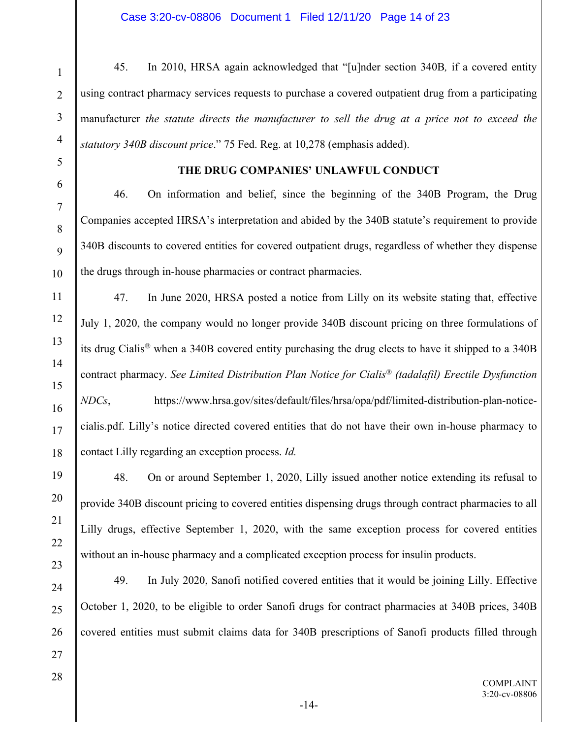45. In 2010, HRSA again acknowledged that "[u]nder section 340B*,* if a covered entity using contract pharmacy services requests to purchase a covered outpatient drug from a participating manufacturer *the statute directs the manufacturer to sell the drug at a price not to exceed the statutory 340B discount price*." 75 Fed. Reg. at 10,278 (emphasis added).

**THE DRUG COMPANIES' UNLAWFUL CONDUCT**

46. On information and belief, since the beginning of the 340B Program, the Drug Companies accepted HRSA's interpretation and abided by the 340B statute's requirement to provide 340B discounts to covered entities for covered outpatient drugs, regardless of whether they dispense the drugs through in-house pharmacies or contract pharmacies.

47. In June 2020, HRSA posted a notice from Lilly on its website stating that, effective July 1, 2020, the company would no longer provide 340B discount pricing on three formulations of its drug Cialis® when a 340B covered entity purchasing the drug elects to have it shipped to a 340B contract pharmacy. *See Limited Distribution Plan Notice for Cialis® (tadalafil) Erectile Dysfunction NDCs*, https://www.hrsa.gov/sites/default/files/hrsa/opa/pdf/limited-distribution-plan-notice-cialis.pdf. Lilly's notice directed covered entities that do not have their own in-house pharmacy to contact Lilly regarding an exception process. *Id.*

48. On or around September 1, 2020, Lilly issued another notice extending its refusal to provide 340B discount pricing to covered entities dispensing drugs through contract pharmacies to all Lilly drugs, effective September 1, 2020, with the same exception process for covered entities without an in-house pharmacy and a complicated exception process for insulin products.

49. In July 2020, Sanofi notified covered entities that it would be joining Lilly. Effective October 1, 2020, to be eligible to order Sanofi drugs for contract pharmacies at 340B prices, 340B covered entities must submit claims data for 340B prescriptions of Sanofi products filled through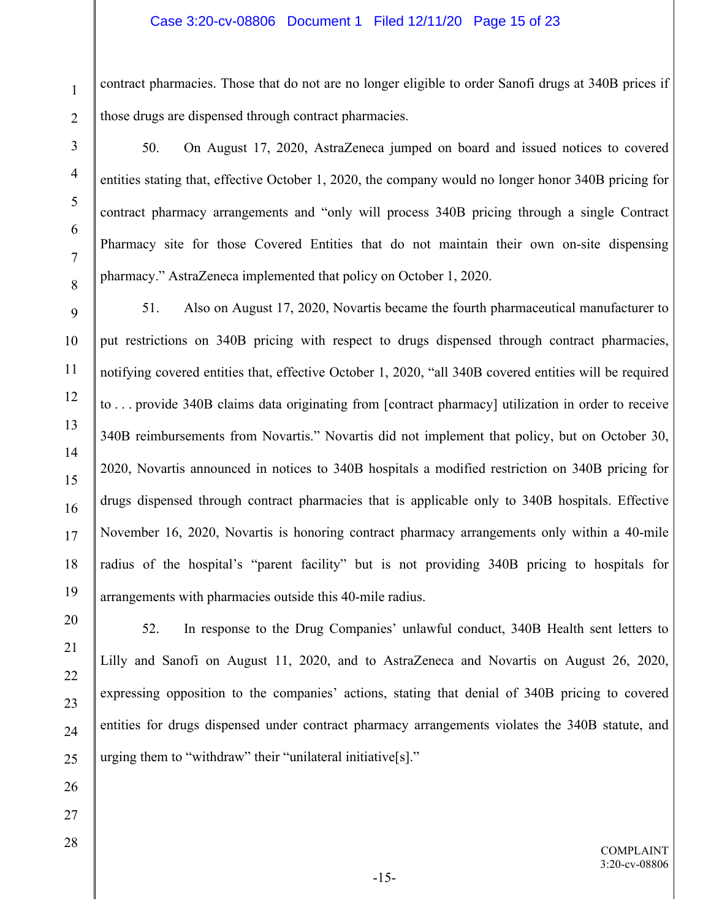contract pharmacies. Those that do not are no longer eligible to order Sanofi drugs at 340B prices if those drugs are dispensed through contract pharmacies.

50. On August 17, 2020, AstraZeneca jumped on board and issued notices to covered entities stating that, effective October 1, 2020, the company would no longer honor 340B pricing for contract pharmacy arrangements and "only will process 340B pricing through a single Contract Pharmacy site for those Covered Entities that do not maintain their own on-site dispensing pharmacy." AstraZeneca implemented that policy on October 1, 2020.

51. Also on August 17, 2020, Novartis became the fourth pharmaceutical manufacturer to put restrictions on 340B pricing with respect to drugs dispensed through contract pharmacies, notifying covered entities that, effective October 1, 2020, "all 340B covered entities will be required to . . . provide 340B claims data originating from [contract pharmacy] utilization in order to receive 340B reimbursements from Novartis." Novartis did not implement that policy, but on October 30, 2020, Novartis announced in notices to 340B hospitals a modified restriction on 340B pricing for drugs dispensed through contract pharmacies that is applicable only to 340B hospitals. Effective November 16, 2020, Novartis is honoring contract pharmacy arrangements only within a 40-mile radius of the hospital's "parent facility" but is not providing 340B pricing to hospitals for arrangements with pharmacies outside this 40-mile radius.

52. In response to the Drug Companies' unlawful conduct, 340B Health sent letters to Lilly and Sanofi on August 11, 2020, and to AstraZeneca and Novartis on August 26, 2020, expressing opposition to the companies' actions, stating that denial of 340B pricing to covered entities for drugs dispensed under contract pharmacy arrangements violates the 340B statute, and urging them to "withdraw" their "unilateral initiative[s]."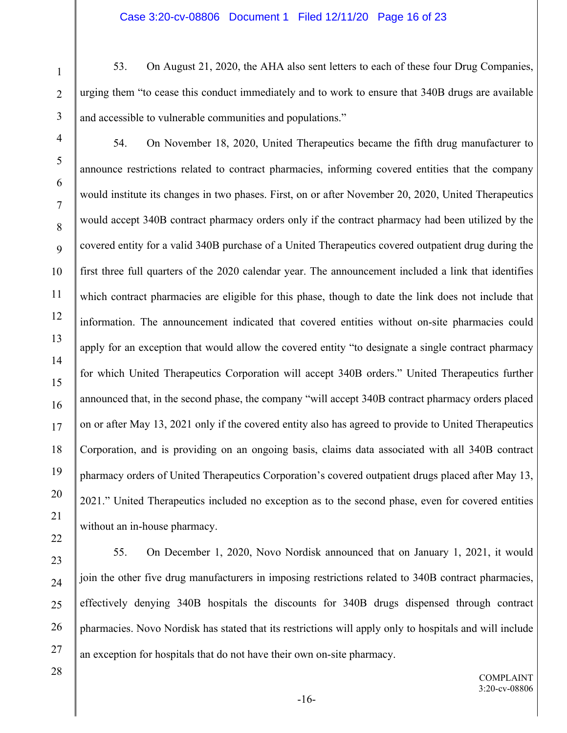53. On August 21, 2020, the AHA also sent letters to each of these four Drug Companies, urging them "to cease this conduct immediately and to work to ensure that 340B drugs are available and accessible to vulnerable communities and populations."

54. On November 18, 2020, United Therapeutics became the fifth drug manufacturer to announce restrictions related to contract pharmacies, informing covered entities that the company would institute its changes in two phases. First, on or after November 20, 2020, United Therapeutics would accept 340B contract pharmacy orders only if the contract pharmacy had been utilized by the covered entity for a valid 340B purchase of a United Therapeutics covered outpatient drug during the first three full quarters of the 2020 calendar year. The announcement included a link that identifies which contract pharmacies are eligible for this phase, though to date the link does not include that information. The announcement indicated that covered entities without on-site pharmacies could apply for an exception that would allow the covered entity "to designate a single contract pharmacy for which United Therapeutics Corporation will accept 340B orders." United Therapeutics further announced that, in the second phase, the company "will accept 340B contract pharmacy orders placed on or after May 13, 2021 only if the covered entity also has agreed to provide to United Therapeutics Corporation, and is providing on an ongoing basis, claims data associated with all 340B contract pharmacy orders of United Therapeutics Corporation's covered outpatient drugs placed after May 13, 2021." United Therapeutics included no exception as to the second phase, even for covered entities without an in-house pharmacy.

55. On December 1, 2020, Novo Nordisk announced that on January 1, 2021, it would join the other five drug manufacturers in imposing restrictions related to 340B contract pharmacies, effectively denying 340B hospitals the discounts for 340B drugs dispensed through contract pharmacies. Novo Nordisk has stated that its restrictions will apply only to hospitals and will include an exception for hospitals that do not have their own on-site pharmacy.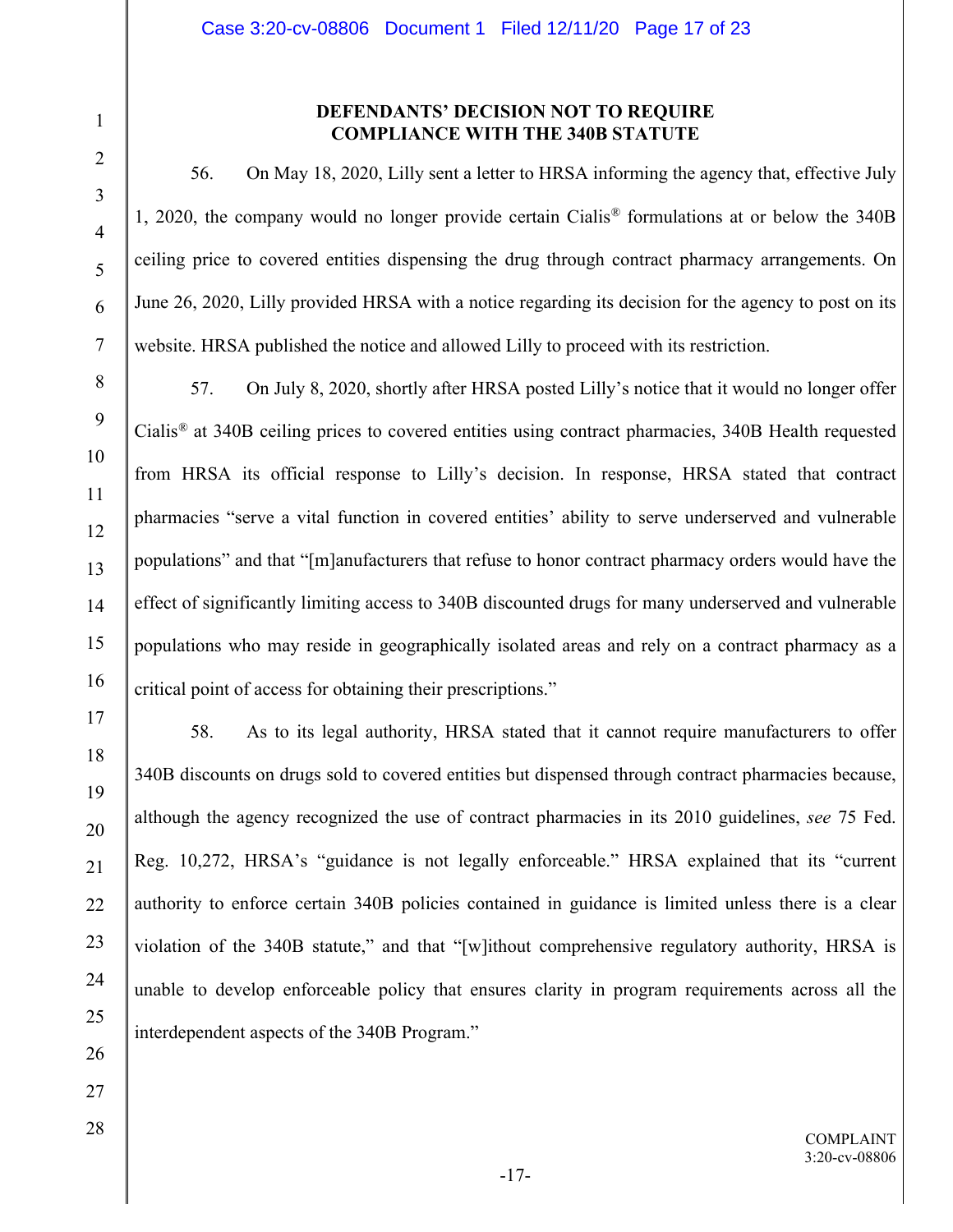## DEFENDANTS' DECISION NOT TO REQUIRE COMPLIANCE WITH THE 340B STATUTE

56. On May 18, 2020, Lilly sent a letter to HRSA informing the agency that, effective July 1, 2020, the company would no longer provide certain Cialis® formulations at or below the 340B ceiling price to covered entities dispensing the drug through contract pharmacy arrangements. On June 26, 2020, Lilly provided HRSA with a notice regarding its decision for the agency to post on its website. HRSA published the notice and allowed Lilly to proceed with its restriction.

57. On July 8, 2020, shortly after HRSA posted Lilly's notice that it would no longer offer Cialis® at 340B ceiling prices to covered entities using contract pharmacies, 340B Health requested from HRSA its official response to Lilly's decision. In response, HRSA stated that contract pharmacies "serve a vital function in covered entities' ability to serve underserved and vulnerable populations" and that "[m]anufacturers that refuse to honor contract pharmacy orders would have the effect of significantly limiting access to 340B discounted drugs for many underserved and vulnerable populations who may reside in geographically isolated areas and rely on a contract pharmacy as a critical point of access for obtaining their prescriptions."

58. As to its legal authority, HRSA stated that it cannot require manufacturers to offer 340B discounts on drugs sold to covered entities but dispensed through contract pharmacies because, although the agency recognized the use of contract pharmacies in its 2010 guidelines, *see* 75 Fed. Reg. 10,272, HRSA's "guidance is not legally enforceable." HRSA explained that its "current authority to enforce certain 340B policies contained in guidance is limited unless there is a clear violation of the 340B statute," and that "[w]ithout comprehensive regulatory authority, HRSA is unable to develop enforceable policy that ensures clarity in program requirements across all the interdependent aspects of the 340B Program."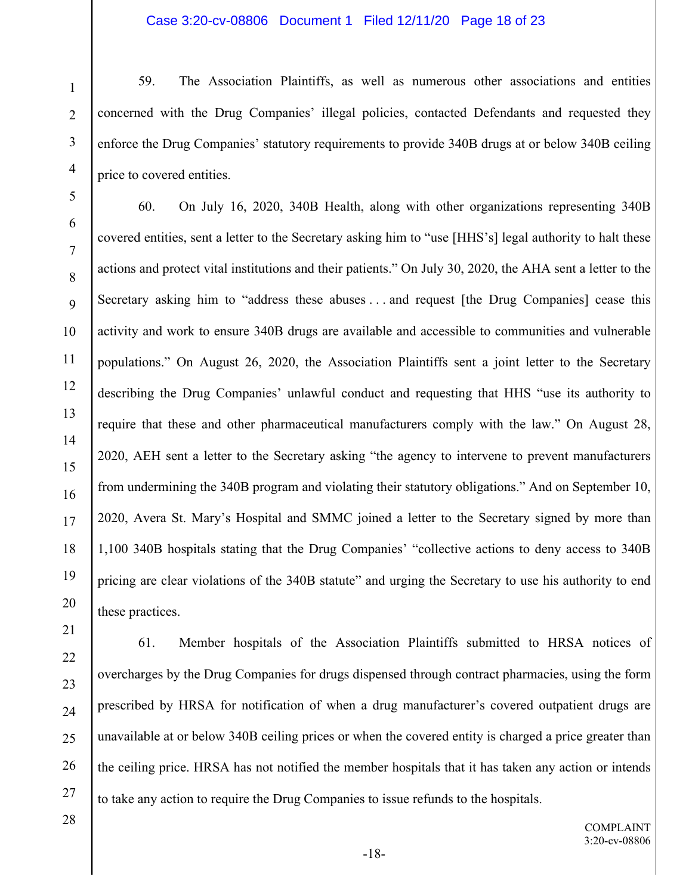59. The Association Plaintiffs, as well as numerous other associations and entities concerned with the Drug Companies' illegal policies, contacted Defendants and requested they enforce the Drug Companies' statutory requirements to provide 340B drugs at or below 340B ceiling price to covered entities.

60. On July 16, 2020, 340B Health, along with other organizations representing 340B covered entities, sent a letter to the Secretary asking him to "use [HHS's] legal authority to halt these actions and protect vital institutions and their patients." On July 30, 2020, the AHA sent a letter to the Secretary asking him to "address these abuses . . . and request [the Drug Companies] cease this activity and work to ensure 340B drugs are available and accessible to communities and vulnerable populations." On August 26, 2020, the Association Plaintiffs sent a joint letter to the Secretary describing the Drug Companies' unlawful conduct and requesting that HHS "use its authority to require that these and other pharmaceutical manufacturers comply with the law." On August 28, 2020, AEH sent a letter to the Secretary asking "the agency to intervene to prevent manufacturers from undermining the 340B program and violating their statutory obligations." And on September 10, 2020, Avera St. Mary's Hospital and SMMC joined a letter to the Secretary signed by more than 1,100 340B hospitals stating that the Drug Companies' "collective actions to deny access to 340B pricing are clear violations of the 340B statute" and urging the Secretary to use his authority to end these practices.

61. Member hospitals of the Association Plaintiffs submitted to HRSA notices of overcharges by the Drug Companies for drugs dispensed through contract pharmacies, using the form prescribed by HRSA for notification of when a drug manufacturer's covered outpatient drugs are unavailable at or below 340B ceiling prices or when the covered entity is charged a price greater than the ceiling price. HRSA has not notified the member hospitals that it has taken any action or intends to take any action to require the Drug Companies to issue refunds to the hospitals.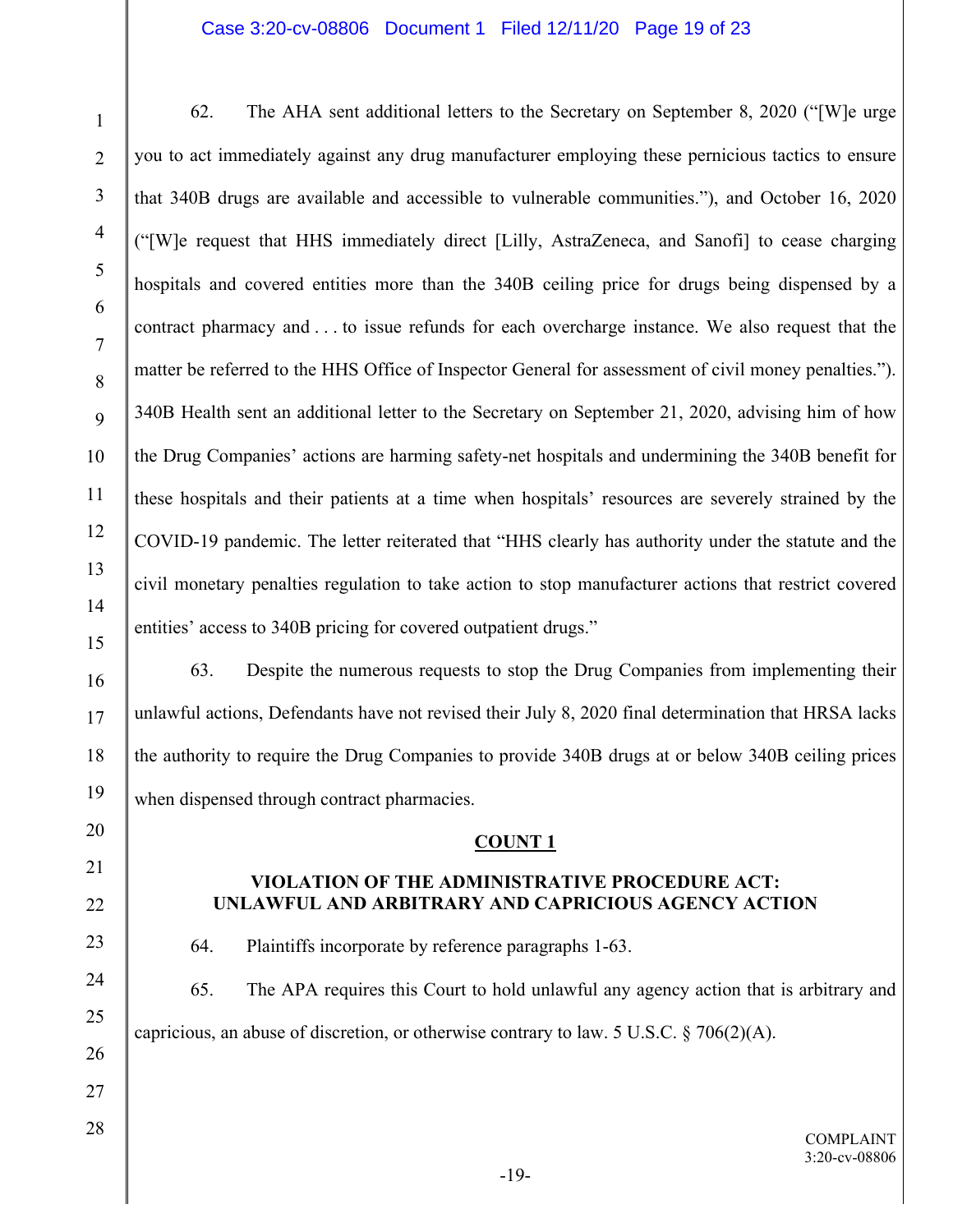62. The AHA sent additional letters to the Secretary on September 8, 2020 ("[W]e urge you to act immediately against any drug manufacturer employing these pernicious tactics to ensure that 340B drugs are available and accessible to vulnerable communities."), and October 16, 2020 ("[W]e request that HHS immediately direct [Lilly, AstraZeneca, and Sanofi] to cease charging hospitals and covered entities more than the 340B ceiling price for drugs being dispensed by a contract pharmacy and . . . to issue refunds for each overcharge instance. We also request that the matter be referred to the HHS Office of Inspector General for assessment of civil money penalties."). 340B Health sent an additional letter to the Secretary on September 21, 2020, advising him of how the Drug Companies' actions are harming safety-net hospitals and undermining the 340B benefit for these hospitals and their patients at a time when hospitals' resources are severely strained by the COVID-19 pandemic. The letter reiterated that "HHS clearly has authority under the statute and the civil monetary penalties regulation to take action to stop manufacturer actions that restrict covered entities' access to 340B pricing for covered outpatient drugs."

63. Despite the numerous requests to stop the Drug Companies from implementing their unlawful actions, Defendants have not revised their July 8, 2020 final determination that HRSA lacks the authority to require the Drug Companies to provide 340B drugs at or below 340B ceiling prices when dispensed through contract pharmacies.

## COUNT 1

### VIOLATION OF THE ADMINISTRATIVE PROCEDURE ACT: UNLAWFUL AND ARBITRARY AND CAPRICIOUS AGENCY ACTION

64. Plaintiffs incorporate by reference paragraphs 1-63.

65. The APA requires this Court to hold unlawful any agency action that is arbitrary and capricious, an abuse of discretion, or otherwise contrary to law. 5 U.S.C. § 706(2)(A).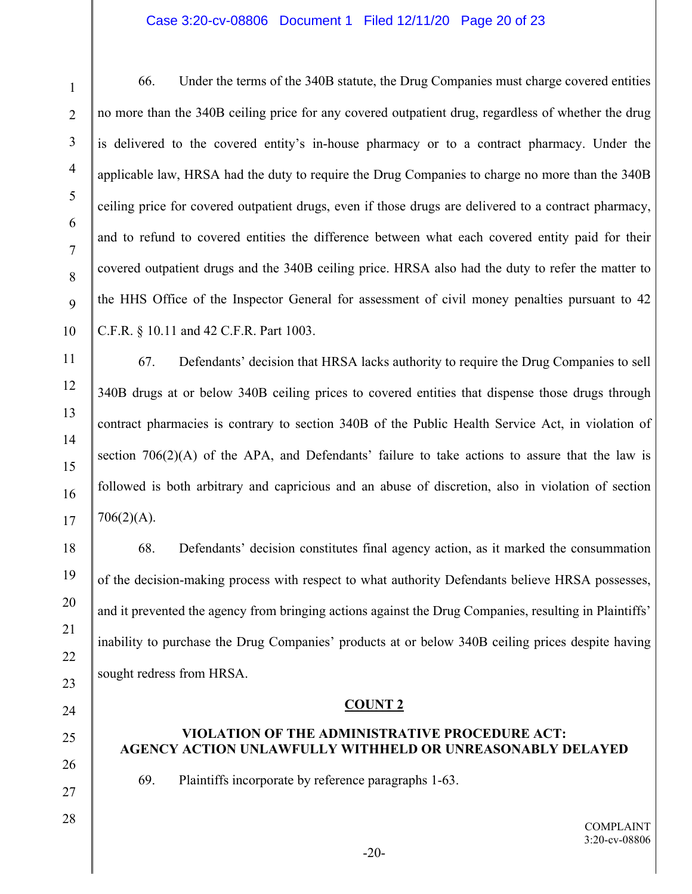66. Under the terms of the 340B statute, the Drug Companies must charge covered entities no more than the 340B ceiling price for any covered outpatient drug, regardless of whether the drug is delivered to the covered entity's in-house pharmacy or to a contract pharmacy. Under the applicable law, HRSA had the duty to require the Drug Companies to charge no more than the 340B ceiling price for covered outpatient drugs, even if those drugs are delivered to a contract pharmacy, and to refund to covered entities the difference between what each covered entity paid for their covered outpatient drugs and the 340B ceiling price. HRSA also had the duty to refer the matter to the HHS Office of the Inspector General for assessment of civil money penalties pursuant to 42 C.F.R. § 10.11 and 42 C.F.R. Part 1003.

67. Defendants' decision that HRSA lacks authority to require the Drug Companies to sell 340B drugs at or below 340B ceiling prices to covered entities that dispense those drugs through contract pharmacies is contrary to section 340B of the Public Health Service Act, in violation of section 706(2)(A) of the APA, and Defendants' failure to take actions to assure that the law is followed is both arbitrary and capricious and an abuse of discretion, also in violation of section 706(2)(A).

68. Defendants' decision constitutes final agency action, as it marked the consummation of the decision-making process with respect to what authority Defendants believe HRSA possesses, and it prevented the agency from bringing actions against the Drug Companies, resulting in Plaintiffs' inability to purchase the Drug Companies' products at or below 340B ceiling prices despite having sought redress from HRSA.

## COUNT 2

### VIOLATION OF THE ADMINISTRATIVE PROCEDURE ACT: AGENCY ACTION UNLAWFULLY WITHHELD OR UNREASONABLY DELAYED

69. Plaintiffs incorporate by reference paragraphs 1-63.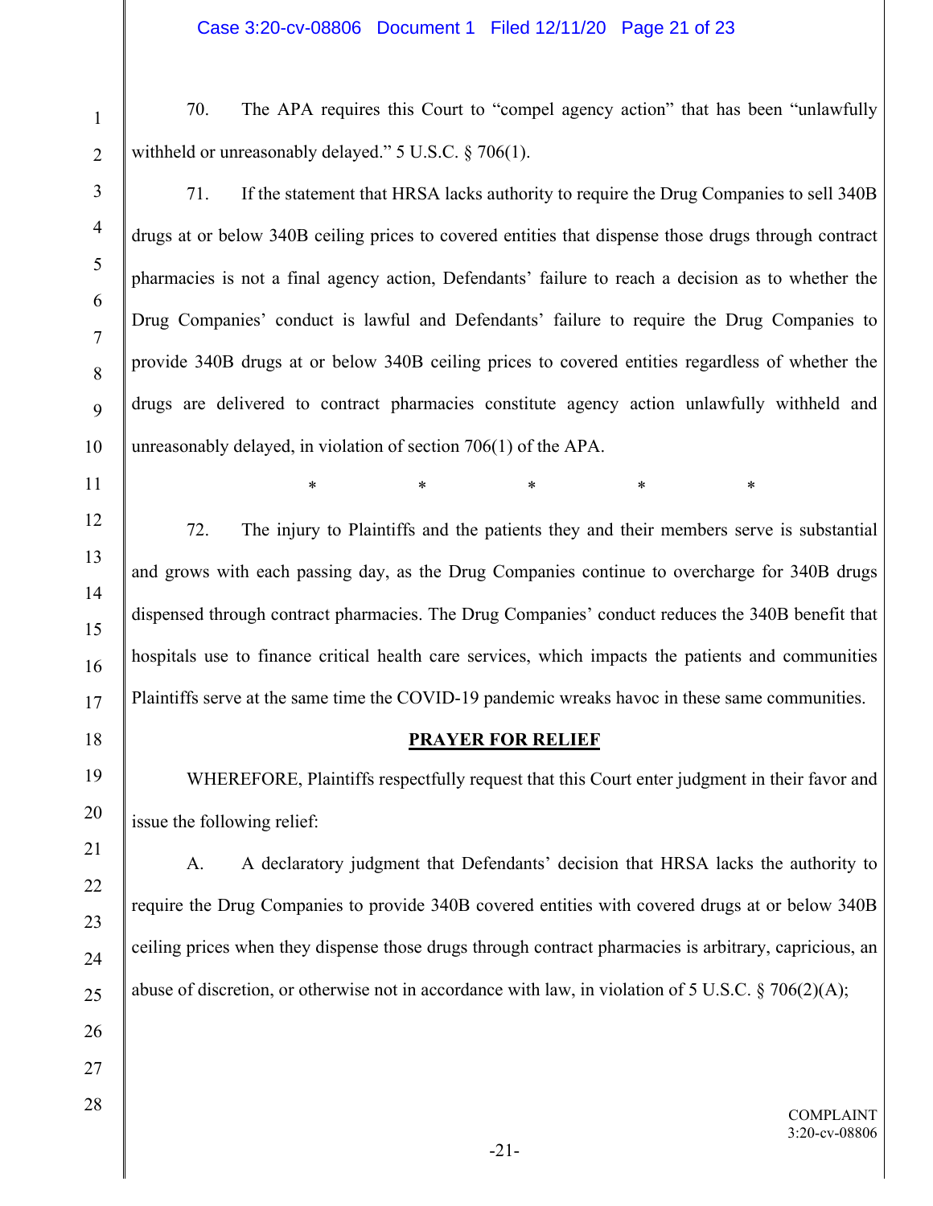70. The APA requires this Court to "compel agency action" that has been "unlawfully withheld or unreasonably delayed." 5 U.S.C. § 706(1).

71. If the statement that HRSA lacks authority to require the Drug Companies to sell 340B drugs at or below 340B ceiling prices to covered entities that dispense those drugs through contract pharmacies is not a final agency action, Defendants' failure to reach a decision as to whether the Drug Companies' conduct is lawful and Defendants' failure to require the Drug Companies to provide 340B drugs at or below 340B ceiling prices to covered entities regardless of whether the drugs are delivered to contract pharmacies constitute agency action unlawfully withheld and unreasonably delayed, in violation of section 706(1) of the APA.

\* \* \* \* \*

72. The injury to Plaintiffs and the patients they and their members serve is substantial and grows with each passing day, as the Drug Companies continue to overcharge for 340B drugs dispensed through contract pharmacies. The Drug Companies' conduct reduces the 340B benefit that hospitals use to finance critical health care services, which impacts the patients and communities Plaintiffs serve at the same time the COVID-19 pandemic wreaks havoc in these same communities.

## PRAYER FOR RELIEF

WHEREFORE, Plaintiffs respectfully request that this Court enter judgment in their favor and issue the following relief:

A. A declaratory judgment that Defendants' decision that HRSA lacks the authority to require the Drug Companies to provide 340B covered entities with covered drugs at or below 340B ceiling prices when they dispense those drugs through contract pharmacies is arbitrary, capricious, an abuse of discretion, or otherwise not in accordance with law, in violation of 5 U.S.C. § 706(2)(A);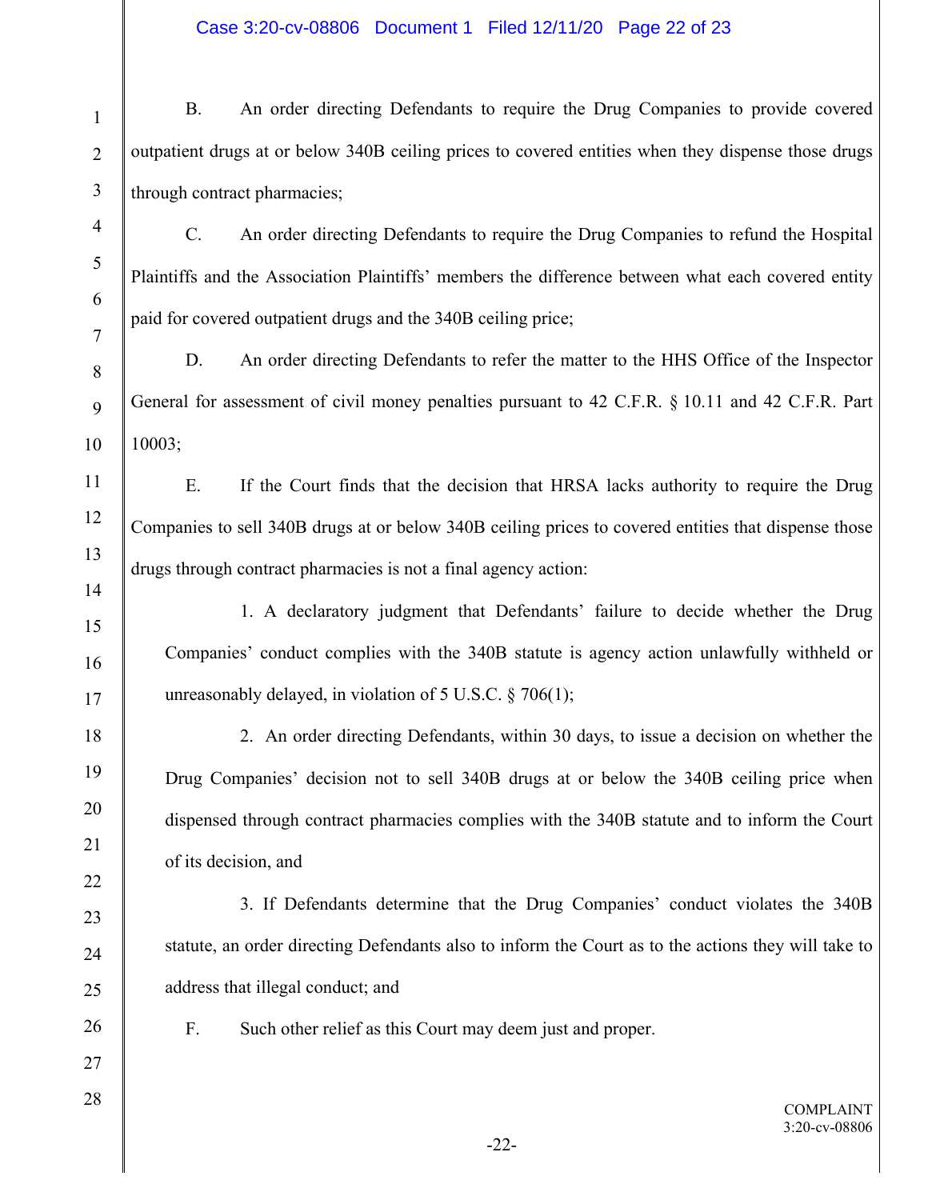B. An order directing Defendants to require the Drug Companies to provide covered outpatient drugs at or below 340B ceiling prices to covered entities when they dispense those drugs through contract pharmacies;

C. An order directing Defendants to require the Drug Companies to refund the Hospital Plaintiffs and the Association Plaintiffs' members the difference between what each covered entity paid for covered outpatient drugs and the 340B ceiling price;

D. An order directing Defendants to refer the matter to the HHS Office of the Inspector General for assessment of civil money penalties pursuant to 42 C.F.R. § 10.11 and 42 C.F.R. Part 10003;

E. If the Court finds that the decision that HRSA lacks authority to require the Drug Companies to sell 340B drugs at or below 340B ceiling prices to covered entities that dispense those drugs through contract pharmacies is not a final agency action:

1. A declaratory judgment that Defendants' failure to decide whether the Drug Companies' conduct complies with the 340B statute is agency action unlawfully withheld or unreasonably delayed, in violation of 5 U.S.C. § 706(1);

2. An order directing Defendants, within 30 days, to issue a decision on whether the Drug Companies' decision not to sell 340B drugs at or below the 340B ceiling price when dispensed through contract pharmacies complies with the 340B statute and to inform the Court of its decision, and

3. If Defendants determine that the Drug Companies' conduct violates the 340B statute, an order directing Defendants also to inform the Court as to the actions they will take to address that illegal conduct; and

F. Such other relief as this Court may deem just and proper.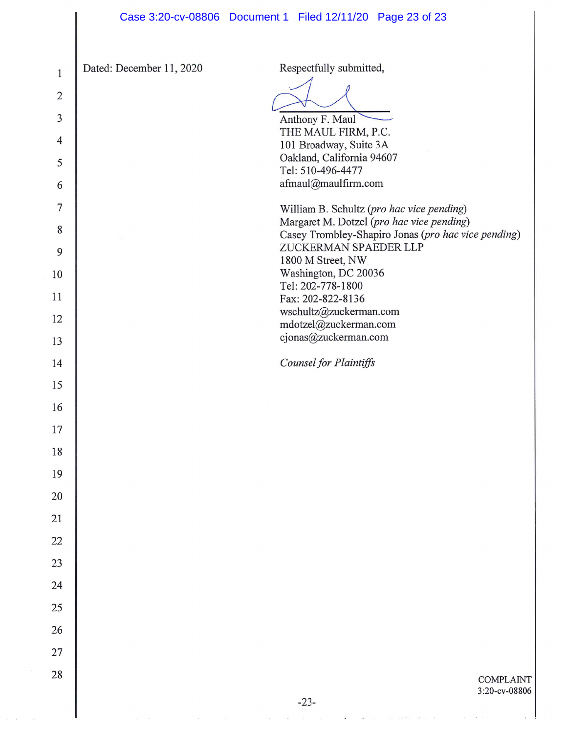Dated: December 11, 2020

Respectfully submitted,

Anthony F. Maul
THE MAUL FIRM, P.C.
101 Broadway, Suite 3A
Oakland, California 94607
Tel: 510-496-4477
afmaul@maulfirm.com

William B. Schultz (*pro hac vice pending*)
Margaret M. Dotzel (*pro hac vice pending*)
Casey Trombley-Shapiro Jonas (*pro hac vice pending*)
ZUCKERMAN SPAEDER LLP
1800 M Street, NW
Washington, DC 20036
Tel: 202-778-1800
Fax: 202-822-8136
wschultz@zuckerman.com
mdotzel@zuckerman.com
cjonas@zuckerman.com

*Counsel for Plaintiffs*